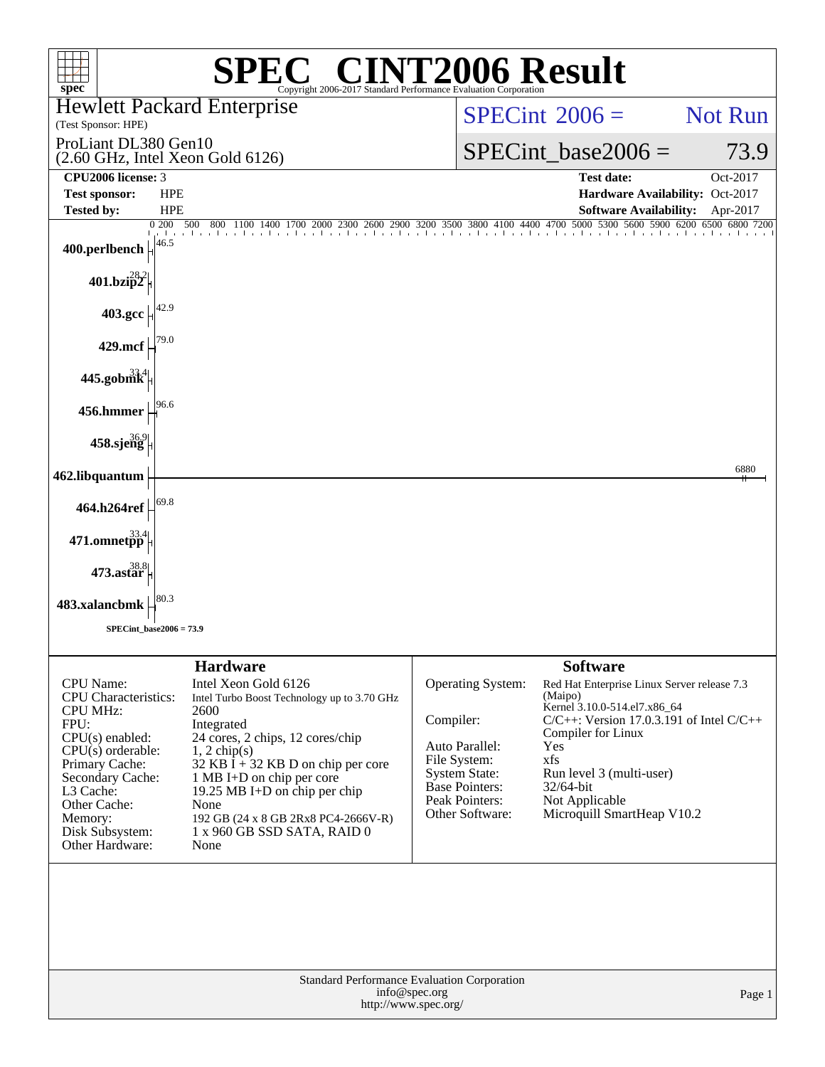# SPEC® CINT2006 Result

Copyright 2006-2017 Standard Performance Evaluation Corporation

**Hewlett Packard Enterprise**
(Test Sponsor: HPE)

ProLiant DL380 Gen10
(2.60 GHz, Intel Xeon Gold 6126)

SPECint 2006 = Not Run

SPECint_base2006 = 73.9

| | | | |
|---|---|---|---|
| **CPU2006 license:** | 3 | **Test date:** | Oct-2017 |
| **Test sponsor:** | HPE | **Hardware Availability:** | Oct-2017 |
| **Tested by:** | HPE | **Software Availability:** | Apr-2017 |

| Benchmark | Base Ratio |
|---|---|
| 400.perlbench | 46.5 |
| 401.bzip2 | 28.2 |
| 403.gcc | 42.9 |
| 429.mcf | 79.0 |
| 445.gobmk | 33.4 |
| 456.hmmer | 96.6 |
| 458.sjeng | 36.9 |
| 462.libquantum | 6880 |
| 464.h264ref | 69.8 |
| 471.omnetpp | 33.4 |
| 473.astar | 38.8 |
| 483.xalancbmk | 80.3 |

SPECint_base2006 = 73.9

## Hardware

| | |
|---|---|
| CPU Name: | Intel Xeon Gold 6126 |
| CPU Characteristics: | Intel Turbo Boost Technology up to 3.70 GHz |
| CPU MHz: | 2600 |
| FPU: | Integrated |
| CPU(s) enabled: | 24 cores, 2 chips, 12 cores/chip |
| CPU(s) orderable: | 1, 2 chip(s) |
| Primary Cache: | 32 KB I + 32 KB D on chip per core |
| Secondary Cache: | 1 MB I+D on chip per core |
| L3 Cache: | 19.25 MB I+D on chip per chip |
| Other Cache: | None |
| Memory: | 192 GB (24 x 8 GB 2Rx8 PC4-2666V-R) |
| Disk Subsystem: | 1 x 960 GB SSD SATA, RAID 0 |
| Other Hardware: | None |

## Software

| | |
|---|---|
| Operating System: | Red Hat Enterprise Linux Server release 7.3 (Maipo) Kernel 3.10.0-514.el7.x86_64 |
| Compiler: | C/C++: Version 17.0.3.191 of Intel C/C++ Compiler for Linux |
| Auto Parallel: | Yes |
| File System: | xfs |
| System State: | Run level 3 (multi-user) |
| Base Pointers: | 32/64-bit |
| Peak Pointers: | Not Applicable |
| Other Software: | Microquill SmartHeap V10.2 |

Standard Performance Evaluation Corporation
info@spec.org
http://www.spec.org/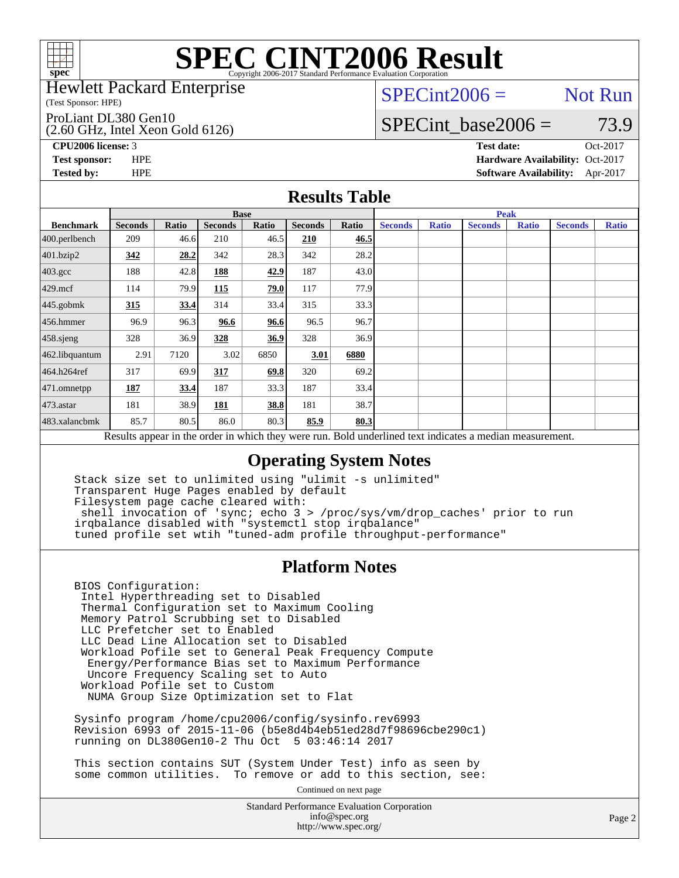# SPEC CINT2006 Result

Copyright 2006-2017 Standard Performance Evaluation Corporation

Hewlett Packard Enterprise
(Test Sponsor: HPE)

ProLiant DL380 Gen10
(2.60 GHz, Intel Xeon Gold 6126)

SPECint2006 = Not Run

SPECint_base2006 = 73.9

**CPU2006 license:** 3
**Test sponsor:** HPE
**Tested by:** HPE

**Test date:** Oct-2017
**Hardware Availability:** Oct-2017
**Software Availability:** Apr-2017

## Results Table

| Benchmark | Base | | | | | | Peak | | | | | |
|---|---|---|---|---|---|---|---|---|---|---|---|---|
| | Seconds | Ratio | Seconds | Ratio | Seconds | Ratio | Seconds | Ratio | Seconds | Ratio | Seconds | Ratio |
| 400.perlbench | 209 | 46.6 | 210 | 46.5 | **210** | **46.5** | | | | | | |
| 401.bzip2 | **342** | **28.2** | 342 | 28.3 | 342 | 28.2 | | | | | | |
| 403.gcc | 188 | 42.8 | **188** | **42.9** | 187 | 43.0 | | | | | | |
| 429.mcf | 114 | 79.9 | **115** | **79.0** | 117 | 77.9 | | | | | | |
| 445.gobmk | **315** | **33.4** | 314 | 33.4 | 315 | 33.3 | | | | | | |
| 456.hmmer | 96.9 | 96.3 | **96.6** | **96.6** | 96.5 | 96.7 | | | | | | |
| 458.sjeng | 328 | 36.9 | **328** | **36.9** | 328 | 36.9 | | | | | | |
| 462.libquantum | 2.91 | 7120 | 3.02 | 6850 | **3.01** | **6880** | | | | | | |
| 464.h264ref | 317 | 69.9 | **317** | **69.8** | 320 | 69.2 | | | | | | |
| 471.omnetpp | **187** | **33.4** | 187 | 33.3 | 187 | 33.4 | | | | | | |
| 473.astar | 181 | 38.9 | **181** | **38.8** | 181 | 38.7 | | | | | | |
| 483.xalancbmk | 85.7 | 80.5 | 86.0 | 80.3 | **85.9** | **80.3** | | | | | | |

Results appear in the order in which they were run. Bold underlined text indicates a median measurement.

## Operating System Notes

```
Stack size set to unlimited using "ulimit -s unlimited"
Transparent Huge Pages enabled by default
Filesystem page cache cleared with:
 shell invocation of 'sync; echo 3 > /proc/sys/vm/drop_caches' prior to run
irqbalance disabled with "systemctl stop irqbalance"
tuned profile set wtih "tuned-adm profile throughput-performance"
```

## Platform Notes

```
BIOS Configuration:
 Intel Hyperthreading set to Disabled
 Thermal Configuration set to Maximum Cooling
 Memory Patrol Scrubbing set to Disabled
 LLC Prefetcher set to Enabled
 LLC Dead Line Allocation set to Disabled
 Workload Pofile set to General Peak Frequency Compute
  Energy/Performance Bias set to Maximum Performance
  Uncore Frequency Scaling set to Auto
 Workload Pofile set to Custom
  NUMA Group Size Optimization set to Flat

Sysinfo program /home/cpu2006/config/sysinfo.rev6993
Revision 6993 of 2015-11-06 (b5e8d4b4eb51ed28d7f98696cbe290c1)
running on DL380Gen10-2 Thu Oct  5 03:46:14 2017

This section contains SUT (System Under Test) info as seen by
some common utilities.  To remove or add to this section, see:
```

Continued on next page

Standard Performance Evaluation Corporation
info@spec.org
http://www.spec.org/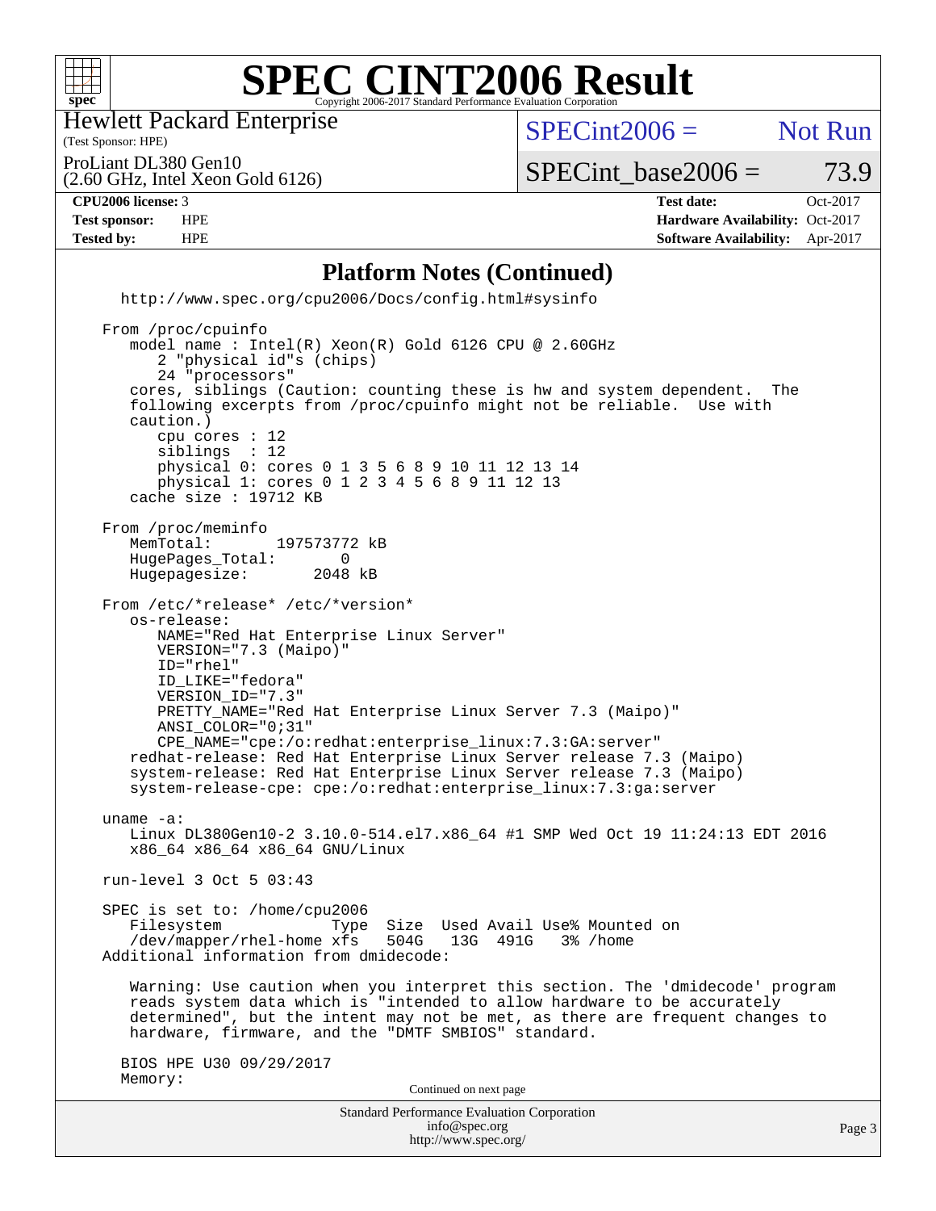# SPEC CINT2006 Result

Copyright 2006-2017 Standard Performance Evaluation Corporation

Hewlett Packard Enterprise
(Test Sponsor: HPE)

ProLiant DL380 Gen10
(2.60 GHz, Intel Xeon Gold 6126)

SPECint2006 = Not Run

SPECint_base2006 = 73.9

| | | | |
|---|---|---|---|
| **CPU2006 license:** | 3 | **Test date:** | Oct-2017 |
| **Test sponsor:** | HPE | **Hardware Availability:** | Oct-2017 |
| **Tested by:** | HPE | **Software Availability:** | Apr-2017 |

## Platform Notes (Continued)

```
  http://www.spec.org/cpu2006/Docs/config.html#sysinfo

From /proc/cpuinfo
   model name : Intel(R) Xeon(R) Gold 6126 CPU @ 2.60GHz
      2 "physical id"s (chips)
      24 "processors"
   cores, siblings (Caution: counting these is hw and system dependent.  The
   following excerpts from /proc/cpuinfo might not be reliable.  Use with
   caution.)
      cpu cores : 12
      siblings  : 12
      physical 0: cores 0 1 3 5 6 8 9 10 11 12 13 14
      physical 1: cores 0 1 2 3 4 5 6 8 9 11 12 13
   cache size : 19712 KB

From /proc/meminfo
   MemTotal:       197573772 kB
   HugePages_Total:       0
   Hugepagesize:       2048 kB

From /etc/*release* /etc/*version*
   os-release:
      NAME="Red Hat Enterprise Linux Server"
      VERSION="7.3 (Maipo)"
      ID="rhel"
      ID_LIKE="fedora"
      VERSION_ID="7.3"
      PRETTY_NAME="Red Hat Enterprise Linux Server 7.3 (Maipo)"
      ANSI_COLOR="0;31"
      CPE_NAME="cpe:/o:redhat:enterprise_linux:7.3:GA:server"
   redhat-release: Red Hat Enterprise Linux Server release 7.3 (Maipo)
   system-release: Red Hat Enterprise Linux Server release 7.3 (Maipo)
   system-release-cpe: cpe:/o:redhat:enterprise_linux:7.3:ga:server

uname -a:
   Linux DL380Gen10-2 3.10.0-514.el7.x86_64 #1 SMP Wed Oct 19 11:24:13 EDT 2016
   x86_64 x86_64 x86_64 GNU/Linux

run-level 3 Oct 5 03:43

SPEC is set to: /home/cpu2006
   Filesystem            Type  Size  Used Avail Use% Mounted on
   /dev/mapper/rhel-home xfs   504G   13G  491G   3% /home
Additional information from dmidecode:

   Warning: Use caution when you interpret this section. The 'dmidecode' program
   reads system data which is "intended to allow hardware to be accurately
   determined", but the intent may not be met, as there are frequent changes to
   hardware, firmware, and the "DMTF SMBIOS" standard.

  BIOS HPE U30 09/29/2017
  Memory:
```

Continued on next page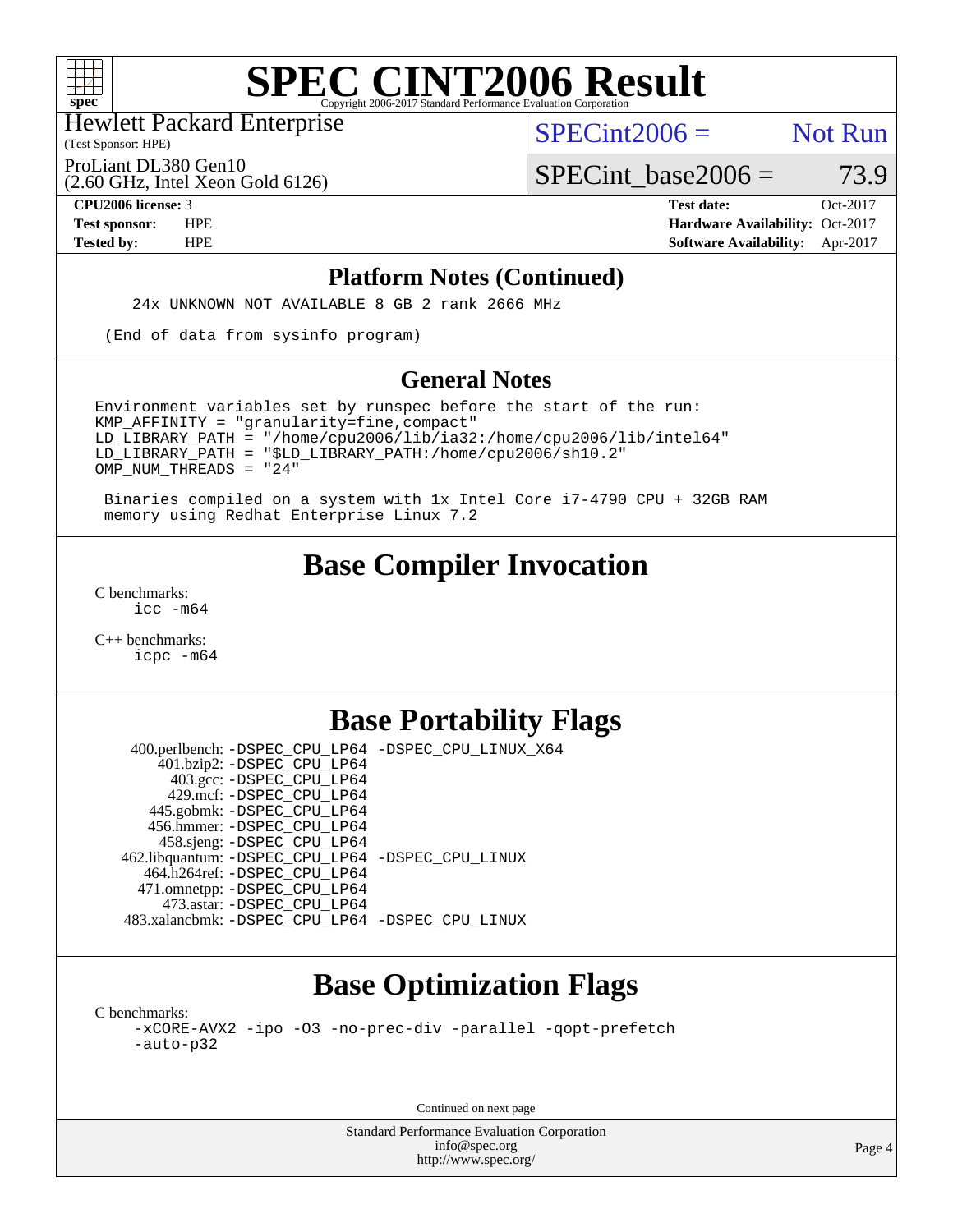## Platform Notes (Continued)

```
24x UNKNOWN NOT AVAILABLE 8 GB 2 rank 2666 MHz

(End of data from sysinfo program)
```

## General Notes

```
Environment variables set by runspec before the start of the run:
KMP_AFFINITY = "granularity=fine,compact"
LD_LIBRARY_PATH = "/home/cpu2006/lib/ia32:/home/cpu2006/lib/intel64"
LD_LIBRARY_PATH = "$LD_LIBRARY_PATH:/home/cpu2006/sh10.2"
OMP_NUM_THREADS = "24"

 Binaries compiled on a system with 1x Intel Core i7-4790 CPU + 32GB RAM
 memory using Redhat Enterprise Linux 7.2
```

# Base Compiler Invocation

C benchmarks:
    icc -m64

C++ benchmarks:
    icpc -m64

# Base Portability Flags

| Benchmark | Flags |
|---|---|
| 400.perlbench: | -DSPEC_CPU_LP64 -DSPEC_CPU_LINUX_X64 |
| 401.bzip2: | -DSPEC_CPU_LP64 |
| 403.gcc: | -DSPEC_CPU_LP64 |
| 429.mcf: | -DSPEC_CPU_LP64 |
| 445.gobmk: | -DSPEC_CPU_LP64 |
| 456.hmmer: | -DSPEC_CPU_LP64 |
| 458.sjeng: | -DSPEC_CPU_LP64 |
| 462.libquantum: | -DSPEC_CPU_LP64 -DSPEC_CPU_LINUX |
| 464.h264ref: | -DSPEC_CPU_LP64 |
| 471.omnetpp: | -DSPEC_CPU_LP64 |
| 473.astar: | -DSPEC_CPU_LP64 |
| 483.xalancbmk: | -DSPEC_CPU_LP64 -DSPEC_CPU_LINUX |

# Base Optimization Flags

C benchmarks:
    -xCORE-AVX2 -ipo -O3 -no-prec-div -parallel -qopt-prefetch
    -auto-p32

Continued on next page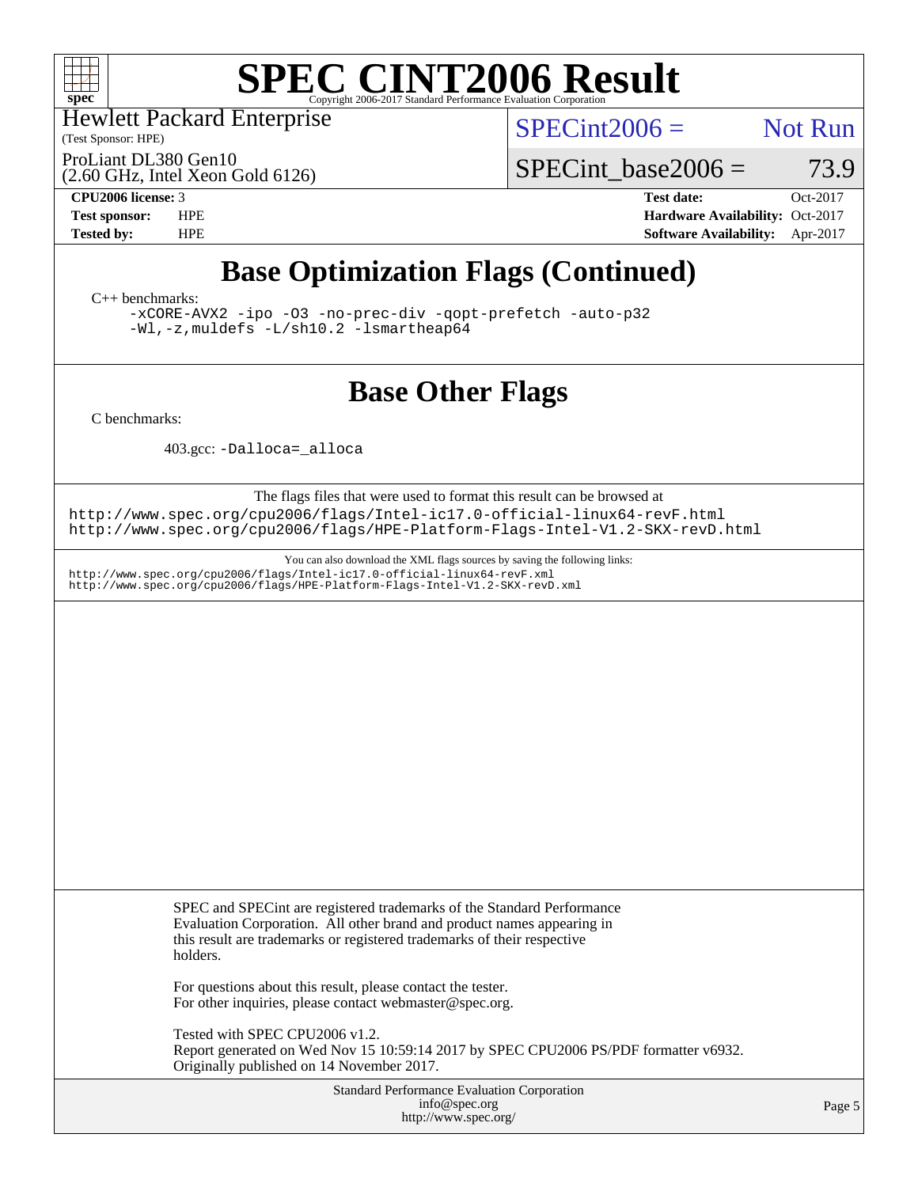# Base Optimization Flags (Continued)

C++ benchmarks:

```
-xCORE-AVX2 -ipo -O3 -no-prec-div -qopt-prefetch -auto-p32
-Wl,-z,muldefs -L/sh10.2 -lsmartheap64
```

# Base Other Flags

C benchmarks:

403.gcc: `-Dalloca=_alloca`

The flags files that were used to format this result can be browsed at
http://www.spec.org/cpu2006/flags/Intel-ic17.0-official-linux64-revF.html
http://www.spec.org/cpu2006/flags/HPE-Platform-Flags-Intel-V1.2-SKX-revD.html

You can also download the XML flags sources by saving the following links:
http://www.spec.org/cpu2006/flags/Intel-ic17.0-official-linux64-revF.xml
http://www.spec.org/cpu2006/flags/HPE-Platform-Flags-Intel-V1.2-SKX-revD.xml

SPEC and SPECint are registered trademarks of the Standard Performance Evaluation Corporation. All other brand and product names appearing in this result are trademarks or registered trademarks of their respective holders.

For questions about this result, please contact the tester.
For other inquiries, please contact webmaster@spec.org.

Tested with SPEC CPU2006 v1.2.
Report generated on Wed Nov 15 10:59:14 2017 by SPEC CPU2006 PS/PDF formatter v6932.
Originally published on 14 November 2017.